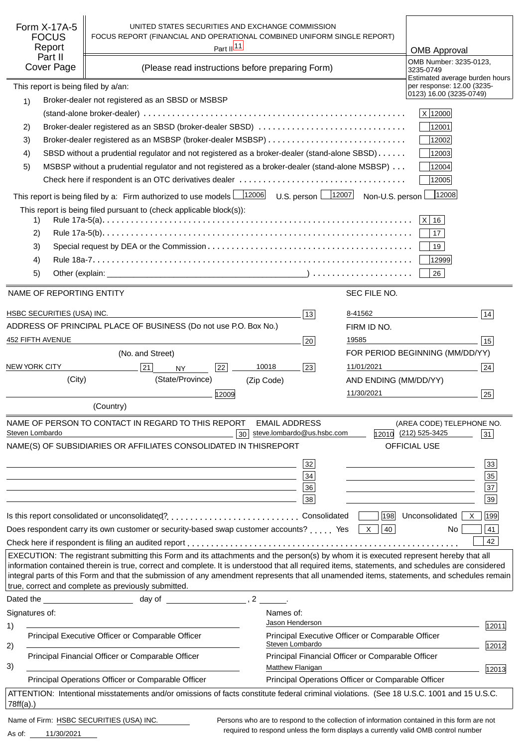Form X-17A-5 FOCUS Report Part II Cover Page

UNITED STATES SECURITIES AND EXCHANGE COMMISSION
FOCUS REPORT (FINANCIAL AND OPERATIONAL COMBINED UNIFORM SINGLE REPORT)
Part II [11]

(Please read instructions before preparing Form)

**OMB Approval**
OMB Number: 3235-0123, 3235-0749
Estimated average burden hours per response: 12.00 (3235-0123) 16.00 (3235-0749)

This report is being filed by a/an:

1) Broker-dealer not registered as an SBSD or MSBSP (stand-alone broker-dealer) .......... X [12000]
2) Broker-dealer registered as an SBSD (broker-dealer SBSD) .......... [12001]
3) Broker-dealer registered as an MSBSP (broker-dealer MSBSP) .......... [12002]
4) SBSD without a prudential regulator and not registered as a broker-dealer (stand-alone SBSD) .......... [12003]
5) MSBSP without a prudential regulator and not registered as a broker-dealer (stand-alone MSBSP) .......... [12004]

Check here if respondent is an OTC derivatives dealer .......... [12005]

This report is being filed by a: Firm authorized to use models [12006] U.S. person [12007] Non-U.S. person [12008]

This report is being filed pursuant to (check applicable block(s)):

1) Rule 17a-5(a).......... X [16]
2) Rule 17a-5(b).......... [17]
3) Special request by DEA or the Commission.......... [19]
4) Rule 18a-7.......... [12999]
5) Other (explain: ________________) .......... [26]

| NAME OF REPORTING ENTITY | | SEC FILE NO. | |
|---|---|---|---|
| HSBC SECURITIES (USA) INC. | [13] | 8-41562 | [14] |
| ADDRESS OF PRINCIPAL PLACE OF BUSINESS (Do not use P.O. Box No.) | | FIRM ID NO. | |
| 452 FIFTH AVENUE (No. and Street) | [20] | 19585 | [15] |
| NEW YORK CITY [21] (City) / NY [22] (State/Province) / 10018 (Zip Code) | [23] | FOR PERIOD BEGINNING (MM/DD/YY) 11/01/2021 | [24] |
| (Country) | [12009] | AND ENDING (MM/DD/YY) 11/30/2021 | [25] |

| NAME OF PERSON TO CONTACT IN REGARD TO THIS REPORT | | EMAIL ADDRESS | | (AREA CODE) TELEPHONE NO. | |
|---|---|---|---|---|---|
| Steven Lombardo | [30] | steve.lombardo@us.hsbc.com | [12010] | (212) 525-3425 | [31] |

| NAME(S) OF SUBSIDIARIES OR AFFILIATES CONSOLIDATED IN THIS REPORT | | OFFICIAL USE | |
|---|---|---|---|
| | [32] | | [33] |
| | [34] | | [35] |
| | [36] | | [37] |
| | [38] | | [39] |

Is this report consolidated or unconsolidated? .......... Consolidated [198] Unconsolidated X [199]

Does respondent carry its own customer or security-based swap customer accounts? ..... Yes X [40] No [41]

Check here if respondent is filing an audited report .......... [42]

EXECUTION: The registrant submitting this Form and its attachments and the person(s) by whom it is executed represent hereby that all information contained therein is true, correct and complete. It is understood that all required items, statements, and schedules are considered integral parts of this Form and that the submission of any amendment represents that all unamended items, statements, and schedules remain true, correct and complete as previously submitted.

Dated the ____________ day of ____________, 2 ____.

| Signatures of: | Names of: | |
|---|---|---|
| 1) ____________ Principal Executive Officer or Comparable Officer | Jason Henderson — Principal Executive Officer or Comparable Officer | [12011] |
| 2) ____________ Principal Financial Officer or Comparable Officer | Steven Lombardo — Principal Financial Officer or Comparable Officer | [12012] |
| 3) ____________ Principal Operations Officer or Comparable Officer | Matthew Flanigan — Principal Operations Officer or Comparable Officer | [12013] |

ATTENTION: Intentional misstatements and/or omissions of facts constitute federal criminal violations. (See 18 U.S.C. 1001 and 15 U.S.C. 78ff(a).)

Name of Firm: HSBC SECURITIES (USA) INC.
As of: 11/30/2021

Persons who are to respond to the collection of information contained in this form are not required to respond unless the form displays a currently valid OMB control number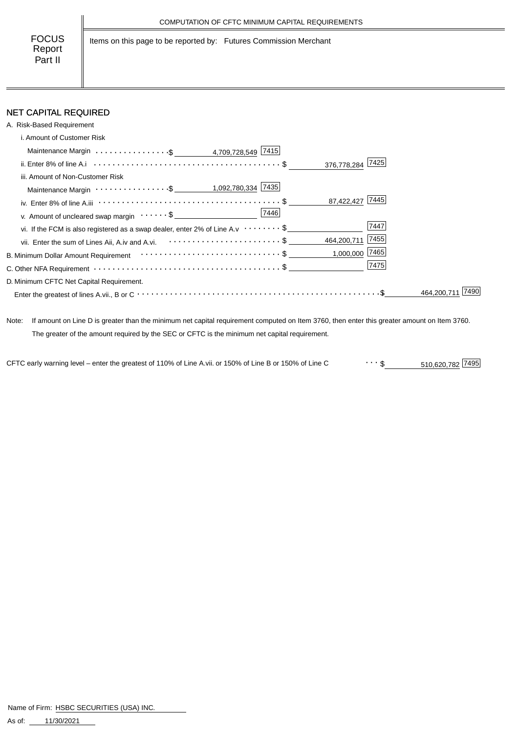COMPUTATION OF CFTC MINIMUM CAPITAL REQUIREMENTS

FOCUS Report Part II

Items on this page to be reported by: Futures Commission Merchant

## NET CAPITAL REQUIRED

A. Risk-Based Requirement

| Item | Amount | Code | Amount | Code | Amount | Code |
|---|---|---|---|---|---|---|
| i. Amount of Customer Risk Maintenance Margin | $ 4,709,728,549 | 7415 | | | | |
| ii. Enter 8% of line A.i | | | $ 376,778,284 | 7425 | | |
| iii. Amount of Non-Customer Risk Maintenance Margin | $ 1,092,780,334 | 7435 | | | | |
| iv. Enter 8% of line A.iii | | | $ 87,422,427 | 7445 | | |
| v. Amount of uncleared swap margin | $ | 7446 | | | | |
| vi. If the FCM is also registered as a swap dealer, enter 2% of Line A.v | | | $ | 7447 | | |
| vii. Enter the sum of Lines Aii, A.iv and A.vi. | | | $ 464,200,711 | 7455 | | |
| B. Minimum Dollar Amount Requirement | | | $ 1,000,000 | 7465 | | |
| C. Other NFA Requirement | | | $ | 7475 | | |
| D. Minimum CFTC Net Capital Requirement. Enter the greatest of lines A.vii., B or C | | | | | $ 464,200,711 | 7490 |

Note: If amount on Line D is greater than the minimum net capital requirement computed on Item 3760, then enter this greater amount on Item 3760. The greater of the amount required by the SEC or CFTC is the minimum net capital requirement.

CFTC early warning level – enter the greatest of 110% of Line A.vii. or 150% of Line B or 150% of Line C ... $ 510,620,782 [7495]

Name of Firm: HSBC SECURITIES (USA) INC.

As of: 11/30/2021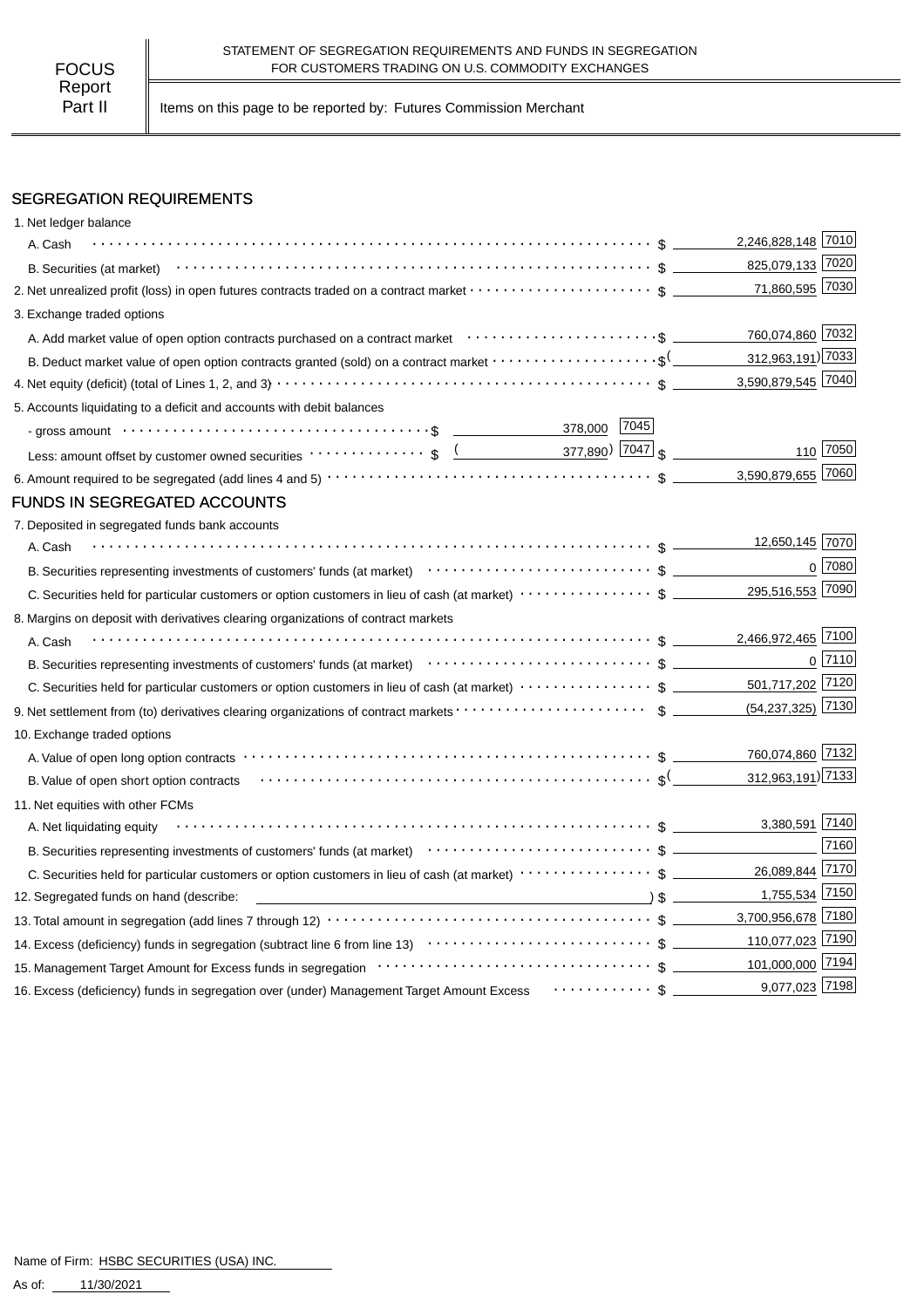FOCUS Report Part II

STATEMENT OF SEGREGATION REQUIREMENTS AND FUNDS IN SEGREGATION FOR CUSTOMERS TRADING ON U.S. COMMODITY EXCHANGES

Items on this page to be reported by: Futures Commission Merchant

## SEGREGATION REQUIREMENTS

| Item | | | Amount | Code |
|---|---|---|---|---|
| 1. Net ledger balance | | | | |
| A. Cash | | | $ 2,246,828,148 | 7010 |
| B. Securities (at market) | | | $ 825,079,133 | 7020 |
| 2. Net unrealized profit (loss) in open futures contracts traded on a contract market | | | $ 71,860,595 | 7030 |
| 3. Exchange traded options | | | | |
| A. Add market value of open option contracts purchased on a contract market | | | $ 760,074,860 | 7032 |
| B. Deduct market value of open option contracts granted (sold) on a contract market | | | $ (312,963,191) | 7033 |
| 4. Net equity (deficit) (total of Lines 1, 2, and 3) | | | $ 3,590,879,545 | 7040 |
| 5. Accounts liquidating to a deficit and accounts with debit balances | | | | |
| - gross amount | $ 378,000 | 7045 | | |
| Less: amount offset by customer owned securities | $ (377,890) | 7047 | $ 110 | 7050 |
| 6. Amount required to be segregated (add lines 4 and 5) | | | $ 3,590,879,655 | 7060 |

## FUNDS IN SEGREGATED ACCOUNTS

| Item | Amount | Code |
|---|---|---|
| 7. Deposited in segregated funds bank accounts | | |
| A. Cash | $ 12,650,145 | 7070 |
| B. Securities representing investments of customers' funds (at market) | $ 0 | 7080 |
| C. Securities held for particular customers or option customers in lieu of cash (at market) | $ 295,516,553 | 7090 |
| 8. Margins on deposit with derivatives clearing organizations of contract markets | | |
| A. Cash | $ 2,466,972,465 | 7100 |
| B. Securities representing investments of customers' funds (at market) | $ 0 | 7110 |
| C. Securities held for particular customers or option customers in lieu of cash (at market) | $ 501,717,202 | 7120 |
| 9. Net settlement from (to) derivatives clearing organizations of contract markets | $ (54,237,325) | 7130 |
| 10. Exchange traded options | | |
| A. Value of open long option contracts | $ 760,074,860 | 7132 |
| B. Value of open short option contracts | $ (312,963,191) | 7133 |
| 11. Net equities with other FCMs | | |
| A. Net liquidating equity | $ 3,380,591 | 7140 |
| B. Securities representing investments of customers' funds (at market) | $ | 7160 |
| C. Securities held for particular customers or option customers in lieu of cash (at market) | $ 26,089,844 | 7170 |
| 12. Segregated funds on hand (describe: ) | $ 1,755,534 | 7150 |
| 13. Total amount in segregation (add lines 7 through 12) | $ 3,700,956,678 | 7180 |
| 14. Excess (deficiency) funds in segregation (subtract line 6 from line 13) | $ 110,077,023 | 7190 |
| 15. Management Target Amount for Excess funds in segregation | $ 101,000,000 | 7194 |
| 16. Excess (deficiency) funds in segregation over (under) Management Target Amount Excess | $ 9,077,023 | 7198 |

Name of Firm: HSBC SECURITIES (USA) INC.

As of: 11/30/2021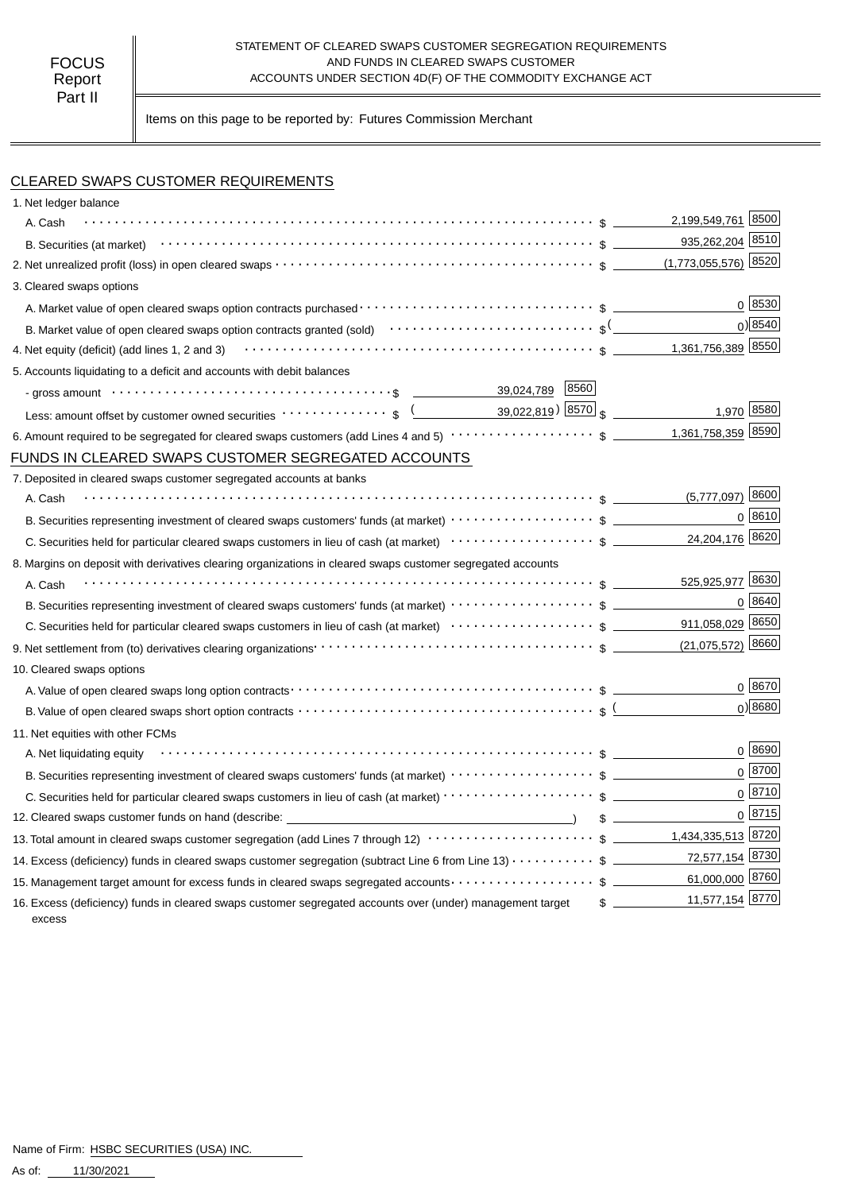FOCUS Report Part II

STATEMENT OF CLEARED SWAPS CUSTOMER SEGREGATION REQUIREMENTS AND FUNDS IN CLEARED SWAPS CUSTOMER ACCOUNTS UNDER SECTION 4D(F) OF THE COMMODITY EXCHANGE ACT

Items on this page to be reported by: Futures Commission Merchant

## CLEARED SWAPS CUSTOMER REQUIREMENTS

| Item | | | Amount | Code |
|---|---|---|---|---|
| 1. Net ledger balance | | | | |
| A. Cash | | | $ 2,199,549,761 | 8500 |
| B. Securities (at market) | | | $ 935,262,204 | 8510 |
| 2. Net unrealized profit (loss) in open cleared swaps | | | $ (1,773,055,576) | 8520 |
| 3. Cleared swaps options | | | | |
| A. Market value of open cleared swaps option contracts purchased | | | $ 0 | 8530 |
| B. Market value of open cleared swaps option contracts granted (sold) | | | $ (0) | 8540 |
| 4. Net equity (deficit) (add lines 1, 2 and 3) | | | $ 1,361,756,389 | 8550 |
| 5. Accounts liquidating to a deficit and accounts with debit balances | | | | |
| - gross amount | $ 39,024,789 | 8560 | | |
| Less: amount offset by customer owned securities | $ (39,022,819) | 8570 | $ 1,970 | 8580 |
| 6. Amount required to be segregated for cleared swaps customers (add Lines 4 and 5) | | | $ 1,361,758,359 | 8590 |

## FUNDS IN CLEARED SWAPS CUSTOMER SEGREGATED ACCOUNTS

| Item | Amount | Code |
|---|---|---|
| 7. Deposited in cleared swaps customer segregated accounts at banks | | |
| A. Cash | $ (5,777,097) | 8600 |
| B. Securities representing investment of cleared swaps customers' funds (at market) | $ 0 | 8610 |
| C. Securities held for particular cleared swaps customers in lieu of cash (at market) | $ 24,204,176 | 8620 |
| 8. Margins on deposit with derivatives clearing organizations in cleared swaps customer segregated accounts | | |
| A. Cash | $ 525,925,977 | 8630 |
| B. Securities representing investment of cleared swaps customers' funds (at market) | $ 0 | 8640 |
| C. Securities held for particular cleared swaps customers in lieu of cash (at market) | $ 911,058,029 | 8650 |
| 9. Net settlement from (to) derivatives clearing organizations | $ (21,075,572) | 8660 |
| 10. Cleared swaps options | | |
| A. Value of open cleared swaps long option contracts | $ 0 | 8670 |
| B. Value of open cleared swaps short option contracts | $ (0) | 8680 |
| 11. Net equities with other FCMs | | |
| A. Net liquidating equity | $ 0 | 8690 |
| B. Securities representing investment of cleared swaps customers' funds (at market) | $ 0 | 8700 |
| C. Securities held for particular cleared swaps customers in lieu of cash (at market) | $ 0 | 8710 |
| 12. Cleared swaps customer funds on hand (describe: ) | $ 0 | 8715 |
| 13. Total amount in cleared swaps customer segregation (add Lines 7 through 12) | $ 1,434,335,513 | 8720 |
| 14. Excess (deficiency) funds in cleared swaps customer segregation (subtract Line 6 from Line 13) | $ 72,577,154 | 8730 |
| 15. Management target amount for excess funds in cleared swaps segregated accounts | $ 61,000,000 | 8760 |
| 16. Excess (deficiency) funds in cleared swaps customer segregated accounts over (under) management target excess | $ 11,577,154 | 8770 |

Name of Firm: HSBC SECURITIES (USA) INC.

As of: 11/30/2021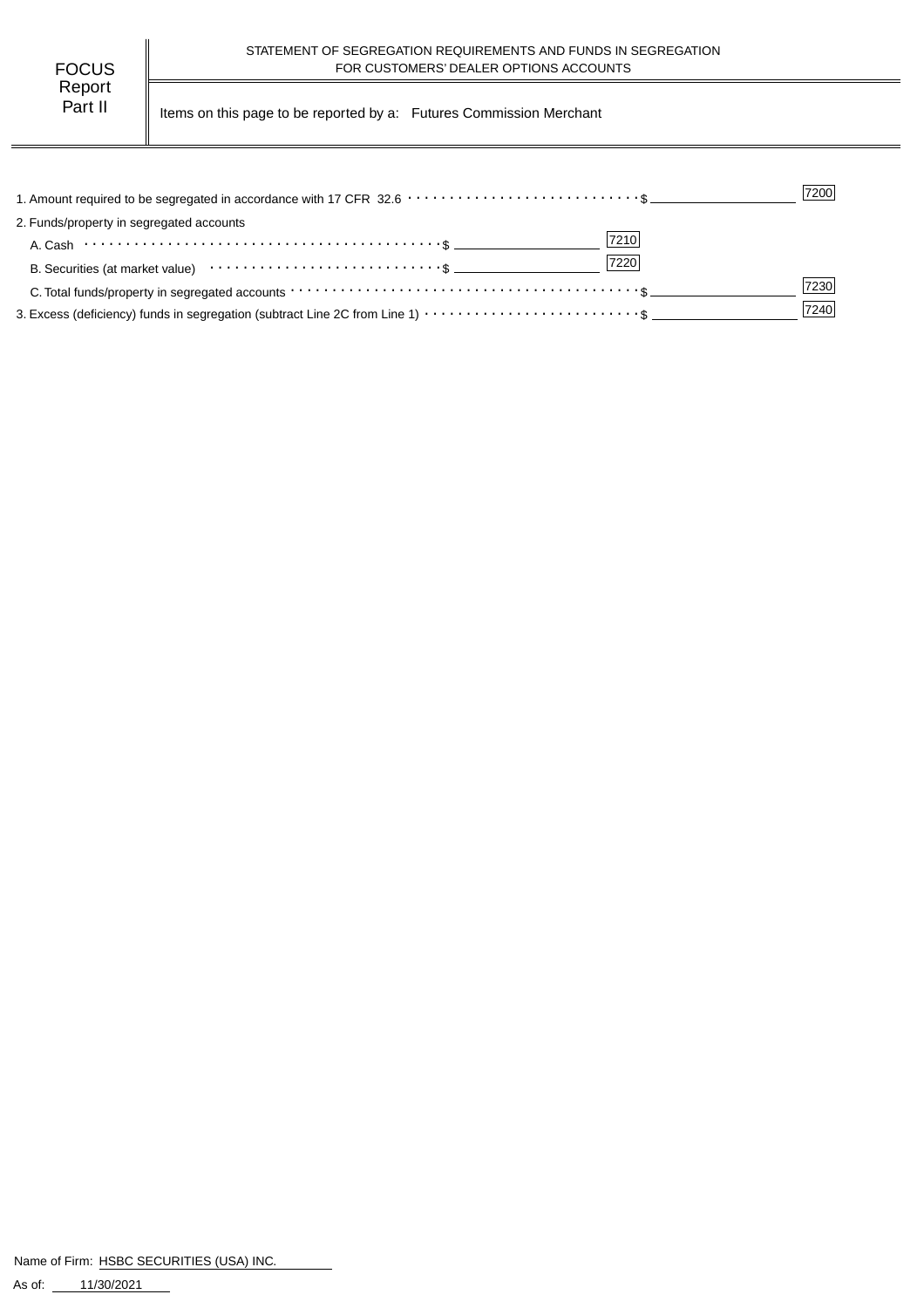FOCUS Report Part II

STATEMENT OF SEGREGATION REQUIREMENTS AND FUNDS IN SEGREGATION FOR CUSTOMERS' DEALER OPTIONS ACCOUNTS

Items on this page to be reported by a: Futures Commission Merchant

| Item | | | Code |
|---|---|---|---|
| 1. Amount required to be segregated in accordance with 17 CFR 32.6 | | $ | 7200 |
| 2. Funds/property in segregated accounts | | | |
| A. Cash | $ | 7210 | |
| B. Securities (at market value) | $ | 7220 | |
| C. Total funds/property in segregated accounts | | $ | 7230 |
| 3. Excess (deficiency) funds in segregation (subtract Line 2C from Line 1) | | $ | 7240 |

Name of Firm: HSBC SECURITIES (USA) INC.

As of: 11/30/2021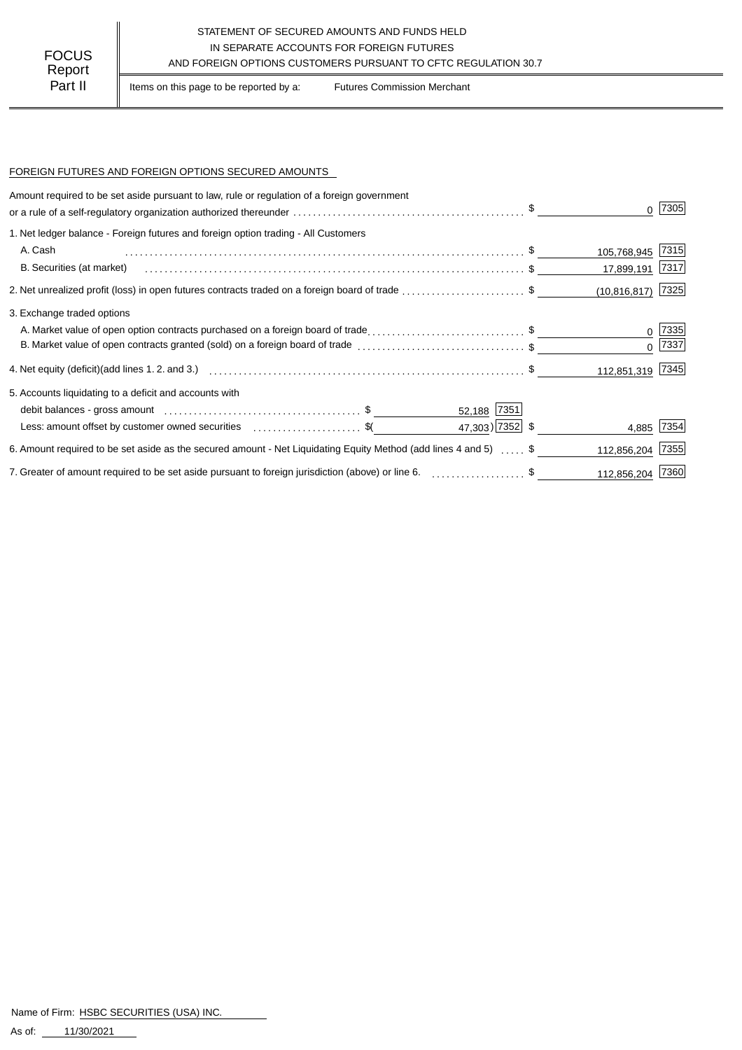FOCUS Report Part II

STATEMENT OF SECURED AMOUNTS AND FUNDS HELD IN SEPARATE ACCOUNTS FOR FOREIGN FUTURES AND FOREIGN OPTIONS CUSTOMERS PURSUANT TO CFTC REGULATION 30.7

Items on this page to be reported by a: Futures Commission Merchant

## FOREIGN FUTURES AND FOREIGN OPTIONS SECURED AMOUNTS

| Item | | | Amount | Code |
|---|---|---|---|---|
| Amount required to be set aside pursuant to law, rule or regulation of a foreign government or a rule of a self-regulatory organization authorized thereunder | | | $ 0 | 7305 |
| 1. Net ledger balance - Foreign futures and foreign option trading - All Customers | | | | |
| A. Cash | | | $ 105,768,945 | 7315 |
| B. Securities (at market) | | | $ 17,899,191 | 7317 |
| 2. Net unrealized profit (loss) in open futures contracts traded on a foreign board of trade | | | $ (10,816,817) | 7325 |
| 3. Exchange traded options | | | | |
| A. Market value of open option contracts purchased on a foreign board of trade | | | $ 0 | 7335 |
| B. Market value of open contracts granted (sold) on a foreign board of trade | | | $ 0 | 7337 |
| 4. Net equity (deficit)(add lines 1. 2. and 3.) | | | $ 112,851,319 | 7345 |
| 5. Accounts liquidating to a deficit and accounts with | | | | |
| debit balances - gross amount | $ 52,188 | 7351 | | |
| Less: amount offset by customer owned securities | $( 47,303) | 7352 | $ 4,885 | 7354 |
| 6. Amount required to be set aside as the secured amount - Net Liquidating Equity Method (add lines 4 and 5) | | | $ 112,856,204 | 7355 |
| 7. Greater of amount required to be set aside pursuant to foreign jurisdiction (above) or line 6. | | | $ 112,856,204 | 7360 |

Name of Firm: HSBC SECURITIES (USA) INC.

As of: 11/30/2021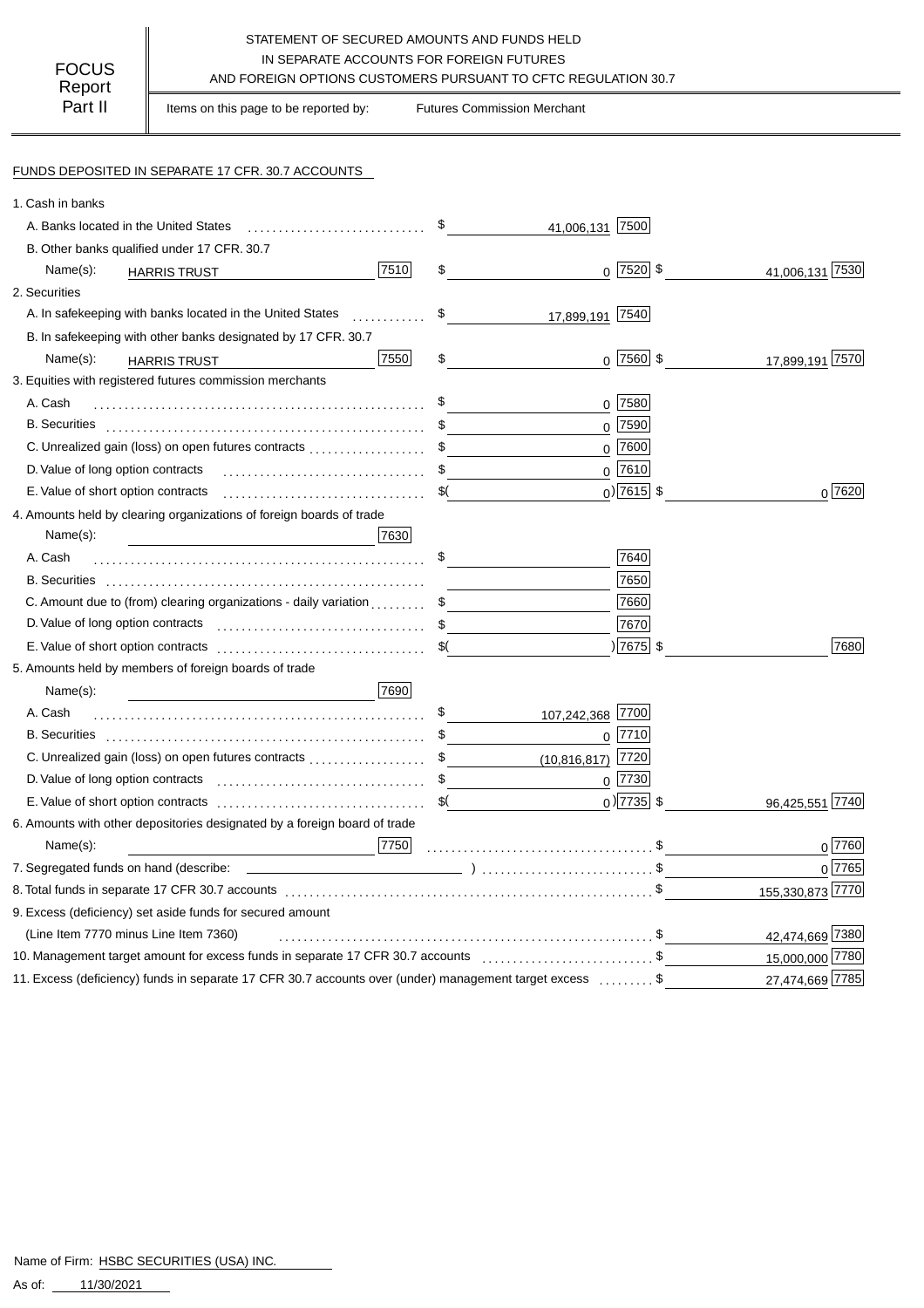FOCUS Report Part II

STATEMENT OF SECURED AMOUNTS AND FUNDS HELD IN SEPARATE ACCOUNTS FOR FOREIGN FUTURES AND FOREIGN OPTIONS CUSTOMERS PURSUANT TO CFTC REGULATION 30.7

Items on this page to be reported by: Futures Commission Merchant

FUNDS DEPOSITED IN SEPARATE 17 CFR. 30.7 ACCOUNTS

| | | | | | |
|---|---|---|---|---|---|
| 1. Cash in banks | | | | | |
| A. Banks located in the United States | | $ 41,006,131 | 7500 | | |
| B. Other banks qualified under 17 CFR. 30.7 | | | | | |
| Name(s): HARRIS TRUST | 7510 | $ 0 | 7520 | $ 41,006,131 | 7530 |
| 2. Securities | | | | | |
| A. In safekeeping with banks located in the United States | | $ 17,899,191 | 7540 | | |
| B. In safekeeping with other banks designated by 17 CFR. 30.7 | | | | | |
| Name(s): HARRIS TRUST | 7550 | $ 0 | 7560 | $ 17,899,191 | 7570 |
| 3. Equities with registered futures commission merchants | | | | | |
| A. Cash | | $ 0 | 7580 | | |
| B. Securities | | $ 0 | 7590 | | |
| C. Unrealized gain (loss) on open futures contracts | | $ 0 | 7600 | | |
| D. Value of long option contracts | | $ 0 | 7610 | | |
| E. Value of short option contracts | | $( 0) | 7615 | $ 0 | 7620 |
| 4. Amounts held by clearing organizations of foreign boards of trade | | | | | |
| Name(s): | 7630 | | | | |
| A. Cash | | $ | 7640 | | |
| B. Securities | | | 7650 | | |
| C. Amount due to (from) clearing organizations - daily variation | | $ | 7660 | | |
| D. Value of long option contracts | | $ | 7670 | | |
| E. Value of short option contracts | | $( ) | 7675 | $ | 7680 |
| 5. Amounts held by members of foreign boards of trade | | | | | |
| Name(s): | 7690 | | | | |
| A. Cash | | $ 107,242,368 | 7700 | | |
| B. Securities | | $ 0 | 7710 | | |
| C. Unrealized gain (loss) on open futures contracts | | $ (10,816,817) | 7720 | | |
| D. Value of long option contracts | | $ 0 | 7730 | | |
| E. Value of short option contracts | | $( 0) | 7735 | $ 96,425,551 | 7740 |
| 6. Amounts with other depositories designated by a foreign board of trade | | | | | |
| Name(s): | 7750 | | | $ 0 | 7760 |
| 7. Segregated funds on hand (describe: ) | | | | $ 0 | 7765 |
| 8. Total funds in separate 17 CFR 30.7 accounts | | | | $ 155,330,873 | 7770 |
| 9. Excess (deficiency) set aside funds for secured amount (Line Item 7770 minus Line Item 7360) | | | | $ 42,474,669 | 7380 |
| 10. Management target amount for excess funds in separate 17 CFR 30.7 accounts | | | | $ 15,000,000 | 7780 |
| 11. Excess (deficiency) funds in separate 17 CFR 30.7 accounts over (under) management target excess | | | | $ 27,474,669 | 7785 |

Name of Firm: HSBC SECURITIES (USA) INC.

As of: 11/30/2021